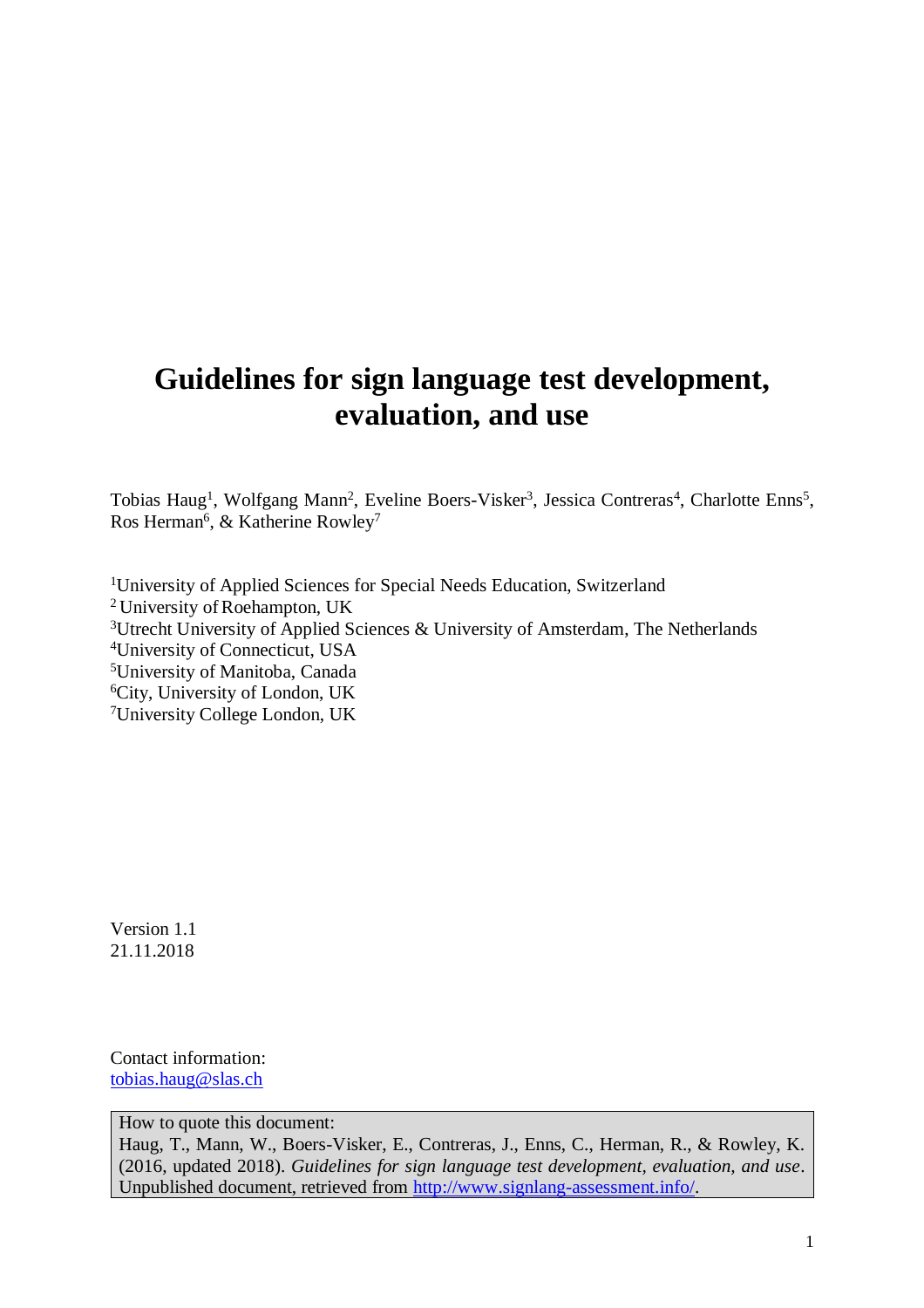# Guidelines for sign language test development, evaluation, and use

Tobias Haug[1], Wolfgang Mann[2], Eveline Boers-Visker[3], Jessica Contreras[4], Charlotte Enns[5], Ros Herman[6], & Katherine Rowley[7]

[1]University of Applied Sciences for Special Needs Education, Switzerland
[2]University of Roehampton, UK
[3]Utrecht University of Applied Sciences & University of Amsterdam, The Netherlands
[4]University of Connecticut, USA
[5]University of Manitoba, Canada
[6]City, University of London, UK
[7]University College London, UK

Version 1.1
21.11.2018

Contact information:
tobias.haug@slas.ch

How to quote this document:
Haug, T., Mann, W., Boers-Visker, E., Contreras, J., Enns, C., Herman, R., & Rowley, K. (2016, updated 2018). *Guidelines for sign language test development, evaluation, and use*. Unpublished document, retrieved from http://www.signlang-assessment.info/.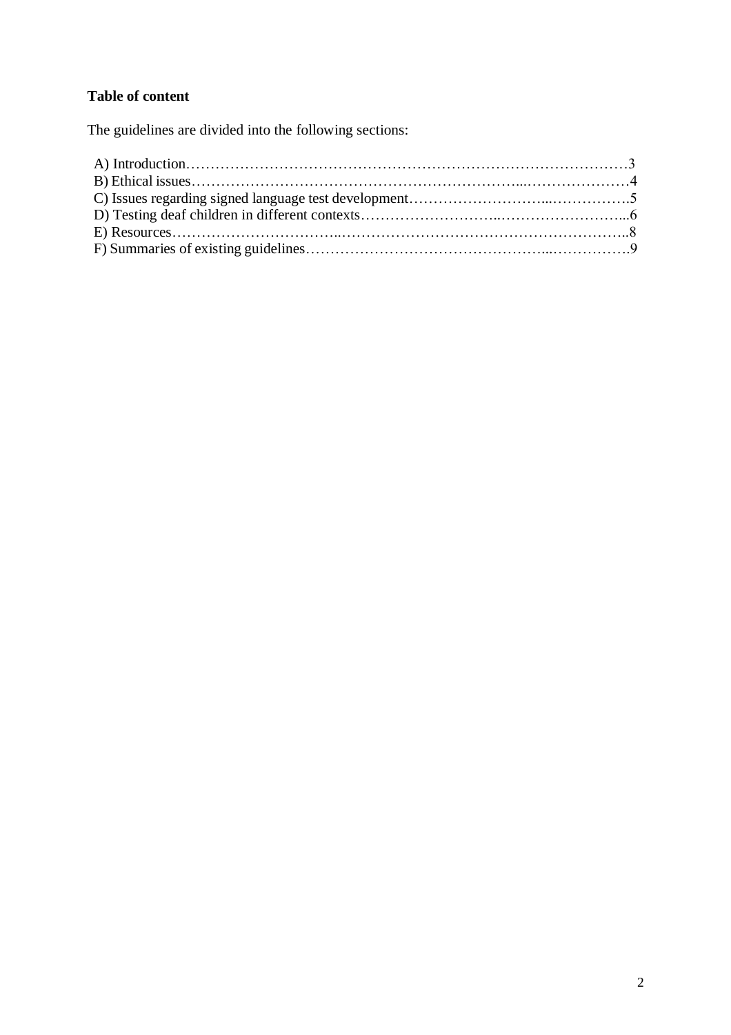**Table of content**

The guidelines are divided into the following sections:

A) Introduction……………………………………………………………………………3
B) Ethical issues…………………………………………………………...…………………4
C) Issues regarding signed language test development………………………....…………….5
D) Testing deaf children in different contexts……………………..……………………...6
E) Resources…………………………..…………………………………………………..8
F) Summaries of existing guidelines………………………………………...…………….9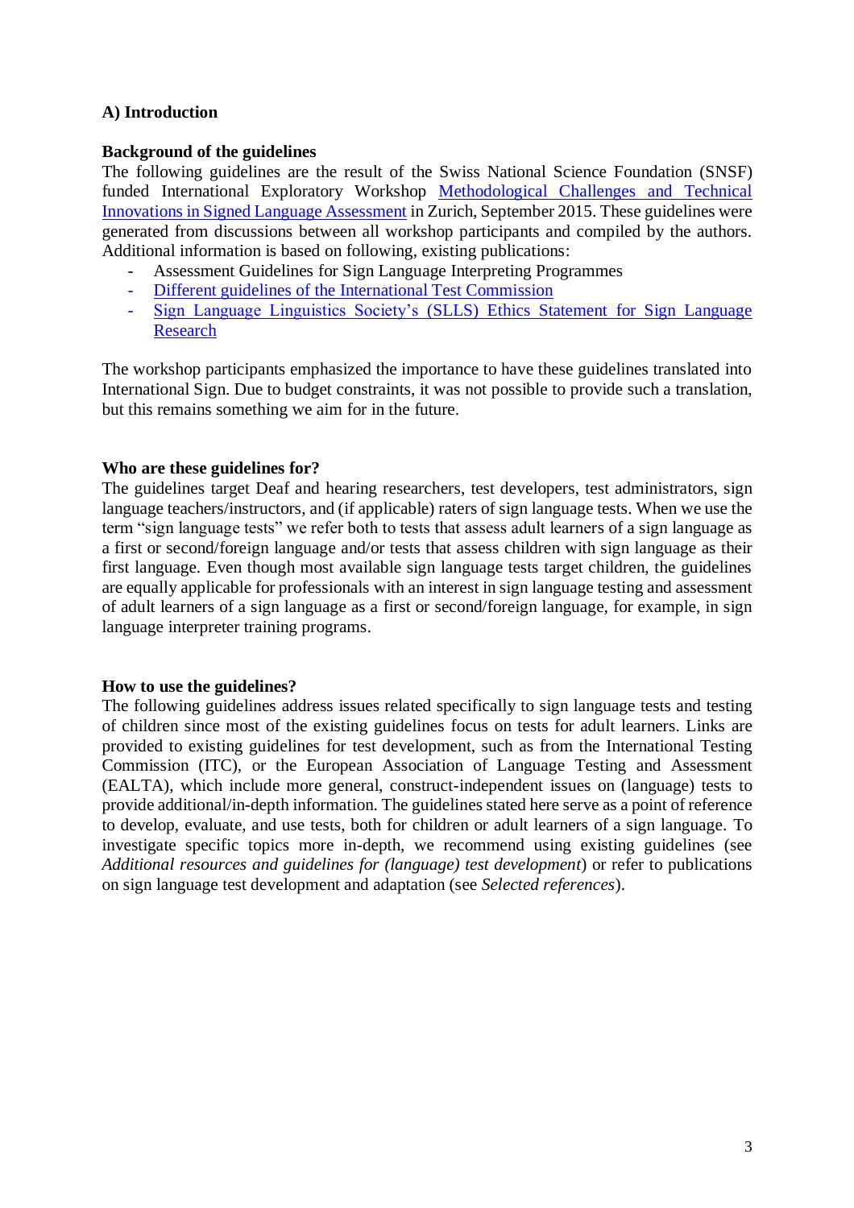## A) Introduction

### Background of the guidelines

The following guidelines are the result of the Swiss National Science Foundation (SNSF) funded International Exploratory Workshop Methodological Challenges and Technical Innovations in Signed Language Assessment in Zurich, September 2015. These guidelines were generated from discussions between all workshop participants and compiled by the authors. Additional information is based on following, existing publications:

- Assessment Guidelines for Sign Language Interpreting Programmes
- Different guidelines of the International Test Commission
- Sign Language Linguistics Society's (SLLS) Ethics Statement for Sign Language Research

The workshop participants emphasized the importance to have these guidelines translated into International Sign. Due to budget constraints, it was not possible to provide such a translation, but this remains something we aim for in the future.

### Who are these guidelines for?

The guidelines target Deaf and hearing researchers, test developers, test administrators, sign language teachers/instructors, and (if applicable) raters of sign language tests. When we use the term "sign language tests" we refer both to tests that assess adult learners of a sign language as a first or second/foreign language and/or tests that assess children with sign language as their first language. Even though most available sign language tests target children, the guidelines are equally applicable for professionals with an interest in sign language testing and assessment of adult learners of a sign language as a first or second/foreign language, for example, in sign language interpreter training programs.

### How to use the guidelines?

The following guidelines address issues related specifically to sign language tests and testing of children since most of the existing guidelines focus on tests for adult learners. Links are provided to existing guidelines for test development, such as from the International Testing Commission (ITC), or the European Association of Language Testing and Assessment (EALTA), which include more general, construct-independent issues on (language) tests to provide additional/in-depth information. The guidelines stated here serve as a point of reference to develop, evaluate, and use tests, both for children or adult learners of a sign language. To investigate specific topics more in-depth, we recommend using existing guidelines (see *Additional resources and guidelines for (language) test development*) or refer to publications on sign language test development and adaptation (see *Selected references*).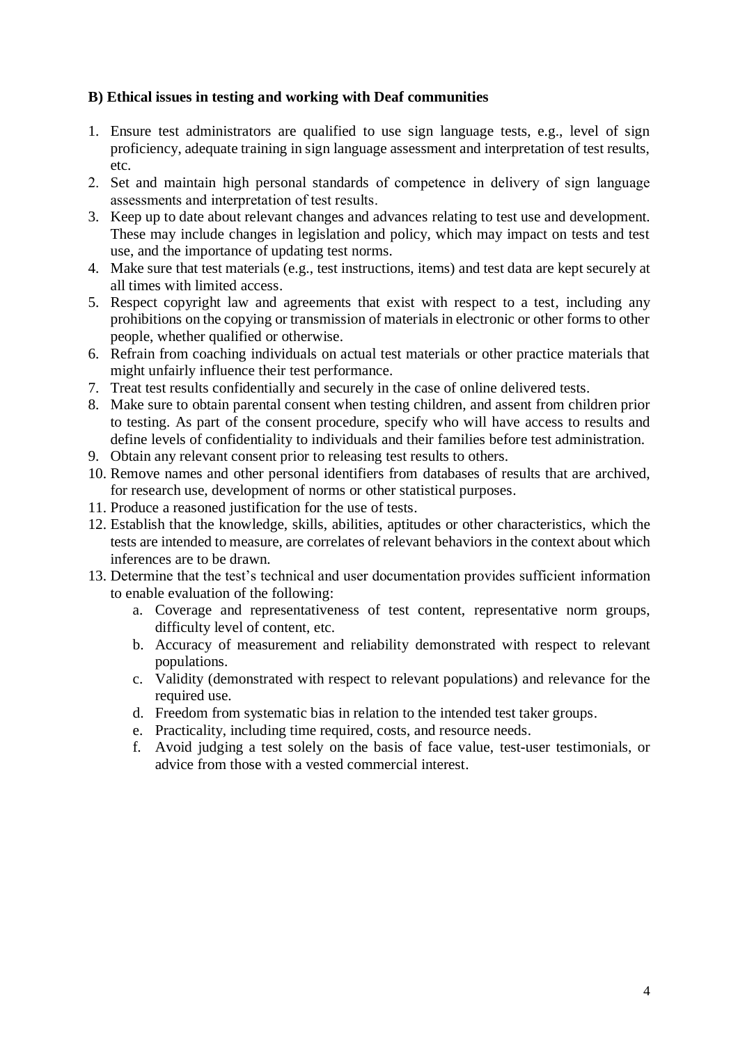**B) Ethical issues in testing and working with Deaf communities**

1. Ensure test administrators are qualified to use sign language tests, e.g., level of sign proficiency, adequate training in sign language assessment and interpretation of test results, etc.
2. Set and maintain high personal standards of competence in delivery of sign language assessments and interpretation of test results.
3. Keep up to date about relevant changes and advances relating to test use and development. These may include changes in legislation and policy, which may impact on tests and test use, and the importance of updating test norms.
4. Make sure that test materials (e.g., test instructions, items) and test data are kept securely at all times with limited access.
5. Respect copyright law and agreements that exist with respect to a test, including any prohibitions on the copying or transmission of materials in electronic or other forms to other people, whether qualified or otherwise.
6. Refrain from coaching individuals on actual test materials or other practice materials that might unfairly influence their test performance.
7. Treat test results confidentially and securely in the case of online delivered tests.
8. Make sure to obtain parental consent when testing children, and assent from children prior to testing. As part of the consent procedure, specify who will have access to results and define levels of confidentiality to individuals and their families before test administration.
9. Obtain any relevant consent prior to releasing test results to others.
10. Remove names and other personal identifiers from databases of results that are archived, for research use, development of norms or other statistical purposes.
11. Produce a reasoned justification for the use of tests.
12. Establish that the knowledge, skills, abilities, aptitudes or other characteristics, which the tests are intended to measure, are correlates of relevant behaviors in the context about which inferences are to be drawn.
13. Determine that the test's technical and user documentation provides sufficient information to enable evaluation of the following:
    a. Coverage and representativeness of test content, representative norm groups, difficulty level of content, etc.
    b. Accuracy of measurement and reliability demonstrated with respect to relevant populations.
    c. Validity (demonstrated with respect to relevant populations) and relevance for the required use.
    d. Freedom from systematic bias in relation to the intended test taker groups.
    e. Practicality, including time required, costs, and resource needs.
    f. Avoid judging a test solely on the basis of face value, test-user testimonials, or advice from those with a vested commercial interest.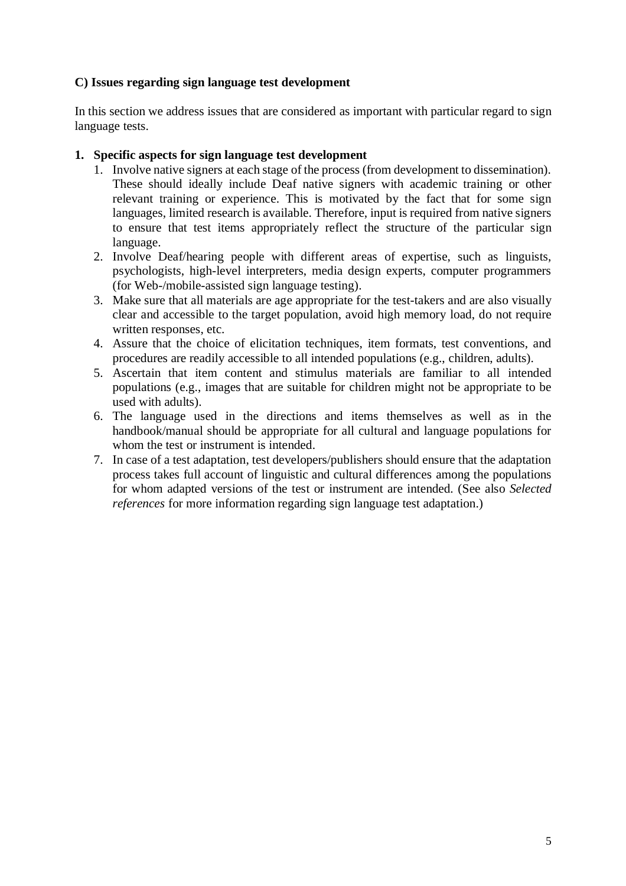**C) Issues regarding sign language test development**

In this section we address issues that are considered as important with particular regard to sign language tests.

**1. Specific aspects for sign language test development**

1. Involve native signers at each stage of the process (from development to dissemination). These should ideally include Deaf native signers with academic training or other relevant training or experience. This is motivated by the fact that for some sign languages, limited research is available. Therefore, input is required from native signers to ensure that test items appropriately reflect the structure of the particular sign language.
2. Involve Deaf/hearing people with different areas of expertise, such as linguists, psychologists, high-level interpreters, media design experts, computer programmers (for Web-/mobile-assisted sign language testing).
3. Make sure that all materials are age appropriate for the test-takers and are also visually clear and accessible to the target population, avoid high memory load, do not require written responses, etc.
4. Assure that the choice of elicitation techniques, item formats, test conventions, and procedures are readily accessible to all intended populations (e.g., children, adults).
5. Ascertain that item content and stimulus materials are familiar to all intended populations (e.g., images that are suitable for children might not be appropriate to be used with adults).
6. The language used in the directions and items themselves as well as in the handbook/manual should be appropriate for all cultural and language populations for whom the test or instrument is intended.
7. In case of a test adaptation, test developers/publishers should ensure that the adaptation process takes full account of linguistic and cultural differences among the populations for whom adapted versions of the test or instrument are intended. (See also *Selected references* for more information regarding sign language test adaptation.)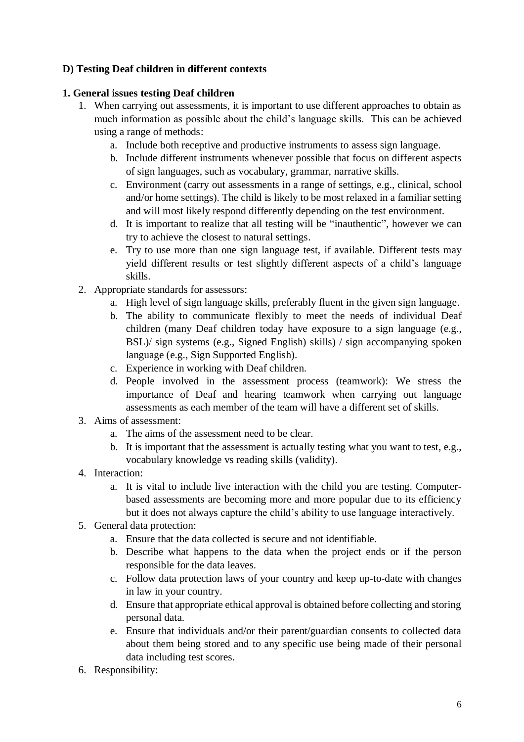**D) Testing Deaf children in different contexts**

**1. General issues testing Deaf children**

1. When carrying out assessments, it is important to use different approaches to obtain as much information as possible about the child's language skills. This can be achieved using a range of methods:
   a. Include both receptive and productive instruments to assess sign language.
   b. Include different instruments whenever possible that focus on different aspects of sign languages, such as vocabulary, grammar, narrative skills.
   c. Environment (carry out assessments in a range of settings, e.g., clinical, school and/or home settings). The child is likely to be most relaxed in a familiar setting and will most likely respond differently depending on the test environment.
   d. It is important to realize that all testing will be "inauthentic", however we can try to achieve the closest to natural settings.
   e. Try to use more than one sign language test, if available. Different tests may yield different results or test slightly different aspects of a child's language skills.
2. Appropriate standards for assessors:
   a. High level of sign language skills, preferably fluent in the given sign language.
   b. The ability to communicate flexibly to meet the needs of individual Deaf children (many Deaf children today have exposure to a sign language (e.g., BSL)/ sign systems (e.g., Signed English) skills) / sign accompanying spoken language (e.g., Sign Supported English).
   c. Experience in working with Deaf children.
   d. People involved in the assessment process (teamwork): We stress the importance of Deaf and hearing teamwork when carrying out language assessments as each member of the team will have a different set of skills.
3. Aims of assessment:
   a. The aims of the assessment need to be clear.
   b. It is important that the assessment is actually testing what you want to test, e.g., vocabulary knowledge vs reading skills (validity).
4. Interaction:
   a. It is vital to include live interaction with the child you are testing. Computer-based assessments are becoming more and more popular due to its efficiency but it does not always capture the child's ability to use language interactively.
5. General data protection:
   a. Ensure that the data collected is secure and not identifiable.
   b. Describe what happens to the data when the project ends or if the person responsible for the data leaves.
   c. Follow data protection laws of your country and keep up-to-date with changes in law in your country.
   d. Ensure that appropriate ethical approval is obtained before collecting and storing personal data.
   e. Ensure that individuals and/or their parent/guardian consents to collected data about them being stored and to any specific use being made of their personal data including test scores.
6. Responsibility: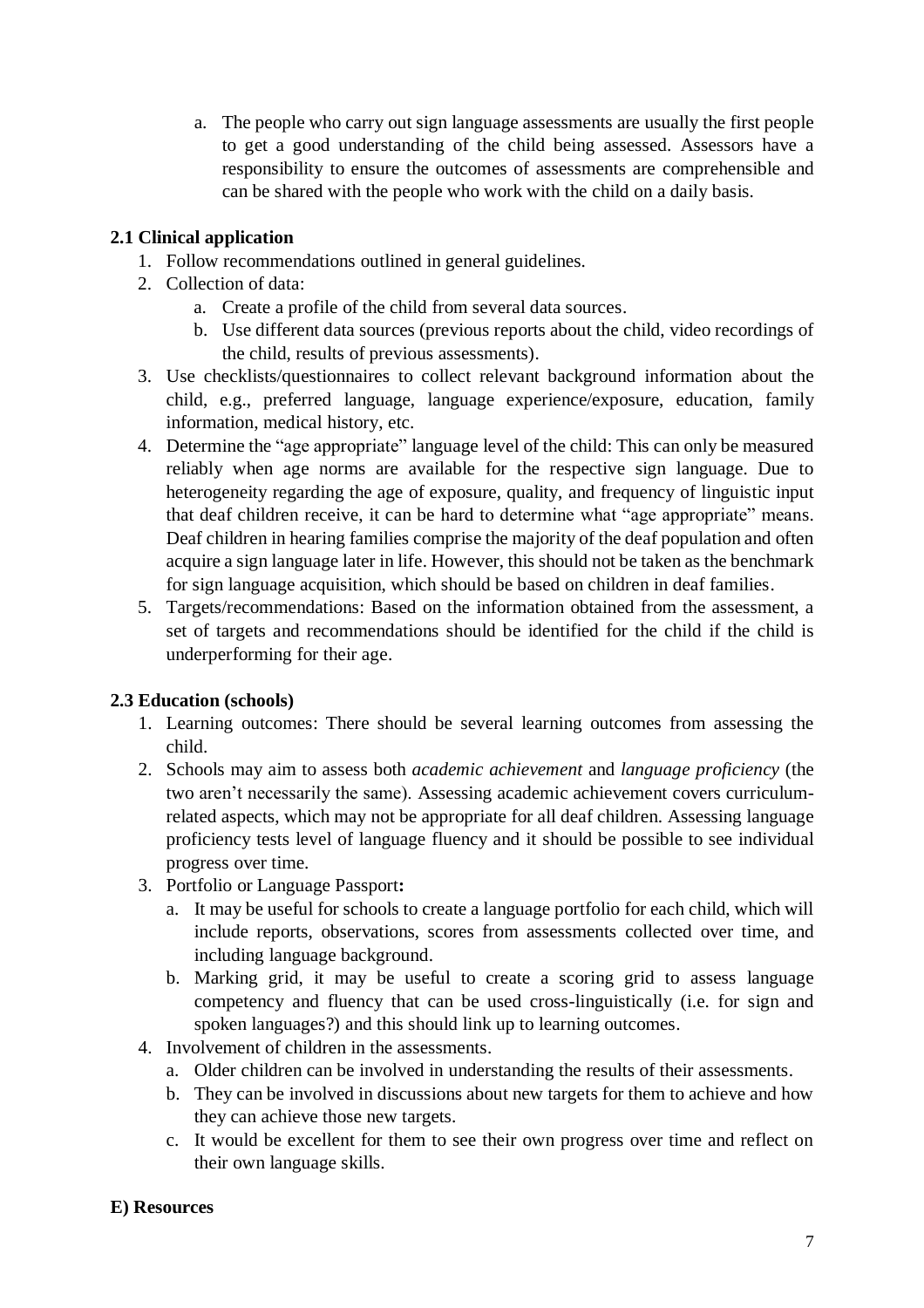a. The people who carry out sign language assessments are usually the first people to get a good understanding of the child being assessed. Assessors have a responsibility to ensure the outcomes of assessments are comprehensible and can be shared with the people who work with the child on a daily basis.

### 2.1 Clinical application

1. Follow recommendations outlined in general guidelines.
2. Collection of data:
   a. Create a profile of the child from several data sources.
   b. Use different data sources (previous reports about the child, video recordings of the child, results of previous assessments).
3. Use checklists/questionnaires to collect relevant background information about the child, e.g., preferred language, language experience/exposure, education, family information, medical history, etc.
4. Determine the "age appropriate" language level of the child: This can only be measured reliably when age norms are available for the respective sign language. Due to heterogeneity regarding the age of exposure, quality, and frequency of linguistic input that deaf children receive, it can be hard to determine what "age appropriate" means. Deaf children in hearing families comprise the majority of the deaf population and often acquire a sign language later in life. However, this should not be taken as the benchmark for sign language acquisition, which should be based on children in deaf families.
5. Targets/recommendations: Based on the information obtained from the assessment, a set of targets and recommendations should be identified for the child if the child is underperforming for their age.

### 2.3 Education (schools)

1. Learning outcomes: There should be several learning outcomes from assessing the child.
2. Schools may aim to assess both *academic achievement* and *language proficiency* (the two aren't necessarily the same). Assessing academic achievement covers curriculum-related aspects, which may not be appropriate for all deaf children. Assessing language proficiency tests level of language fluency and it should be possible to see individual progress over time.
3. Portfolio or Language Passport**:**
   a. It may be useful for schools to create a language portfolio for each child, which will include reports, observations, scores from assessments collected over time, and including language background.
   b. Marking grid, it may be useful to create a scoring grid to assess language competency and fluency that can be used cross-linguistically (i.e. for sign and spoken languages?) and this should link up to learning outcomes.
4. Involvement of children in the assessments.
   a. Older children can be involved in understanding the results of their assessments.
   b. They can be involved in discussions about new targets for them to achieve and how they can achieve those new targets.
   c. It would be excellent for them to see their own progress over time and reflect on their own language skills.

## E) Resources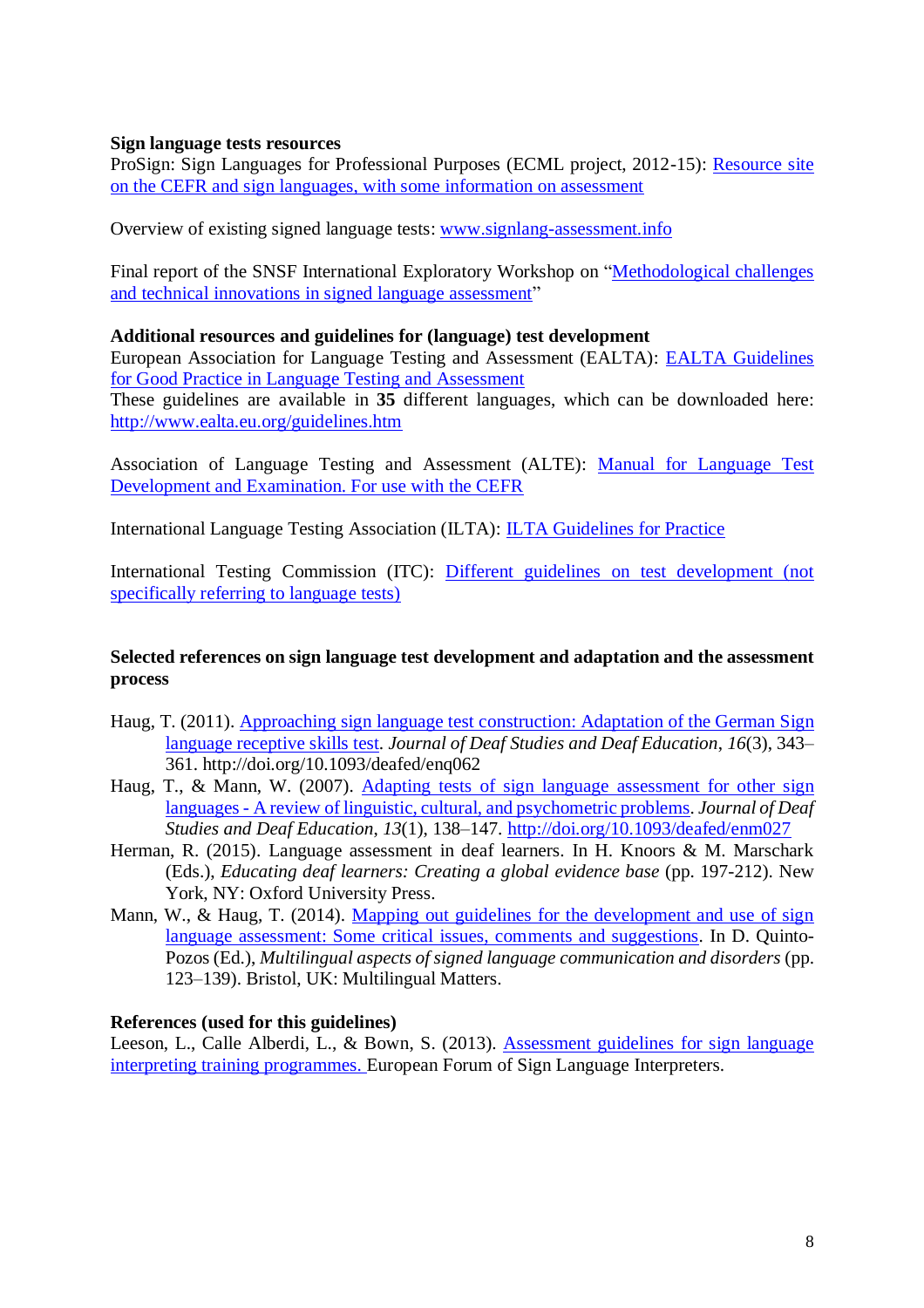**Sign language tests resources**

ProSign: Sign Languages for Professional Purposes (ECML project, 2012-15): Resource site on the CEFR and sign languages, with some information on assessment

Overview of existing signed language tests: www.signlang-assessment.info

Final report of the SNSF International Exploratory Workshop on "Methodological challenges and technical innovations in signed language assessment"

**Additional resources and guidelines for (language) test development**

European Association for Language Testing and Assessment (EALTA): EALTA Guidelines for Good Practice in Language Testing and Assessment

These guidelines are available in **35** different languages, which can be downloaded here: http://www.ealta.eu.org/guidelines.htm

Association of Language Testing and Assessment (ALTE): Manual for Language Test Development and Examination. For use with the CEFR

International Language Testing Association (ILTA): ILTA Guidelines for Practice

International Testing Commission (ITC): Different guidelines on test development (not specifically referring to language tests)

**Selected references on sign language test development and adaptation and the assessment process**

Haug, T. (2011). Approaching sign language test construction: Adaptation of the German Sign language receptive skills test. *Journal of Deaf Studies and Deaf Education*, *16*(3), 343–361. http://doi.org/10.1093/deafed/enq062

Haug, T., & Mann, W. (2007). Adapting tests of sign language assessment for other sign languages - A review of linguistic, cultural, and psychometric problems. *Journal of Deaf Studies and Deaf Education*, *13*(1), 138–147. http://doi.org/10.1093/deafed/enm027

Herman, R. (2015). Language assessment in deaf learners. In H. Knoors & M. Marschark (Eds.), *Educating deaf learners: Creating a global evidence base* (pp. 197-212). New York, NY: Oxford University Press.

Mann, W., & Haug, T. (2014). Mapping out guidelines for the development and use of sign language assessment: Some critical issues, comments and suggestions. In D. Quinto-Pozos (Ed.), *Multilingual aspects of signed language communication and disorders* (pp. 123–139). Bristol, UK: Multilingual Matters.

**References (used for this guidelines)**

Leeson, L., Calle Alberdi, L., & Bown, S. (2013). Assessment guidelines for sign language interpreting training programmes. European Forum of Sign Language Interpreters.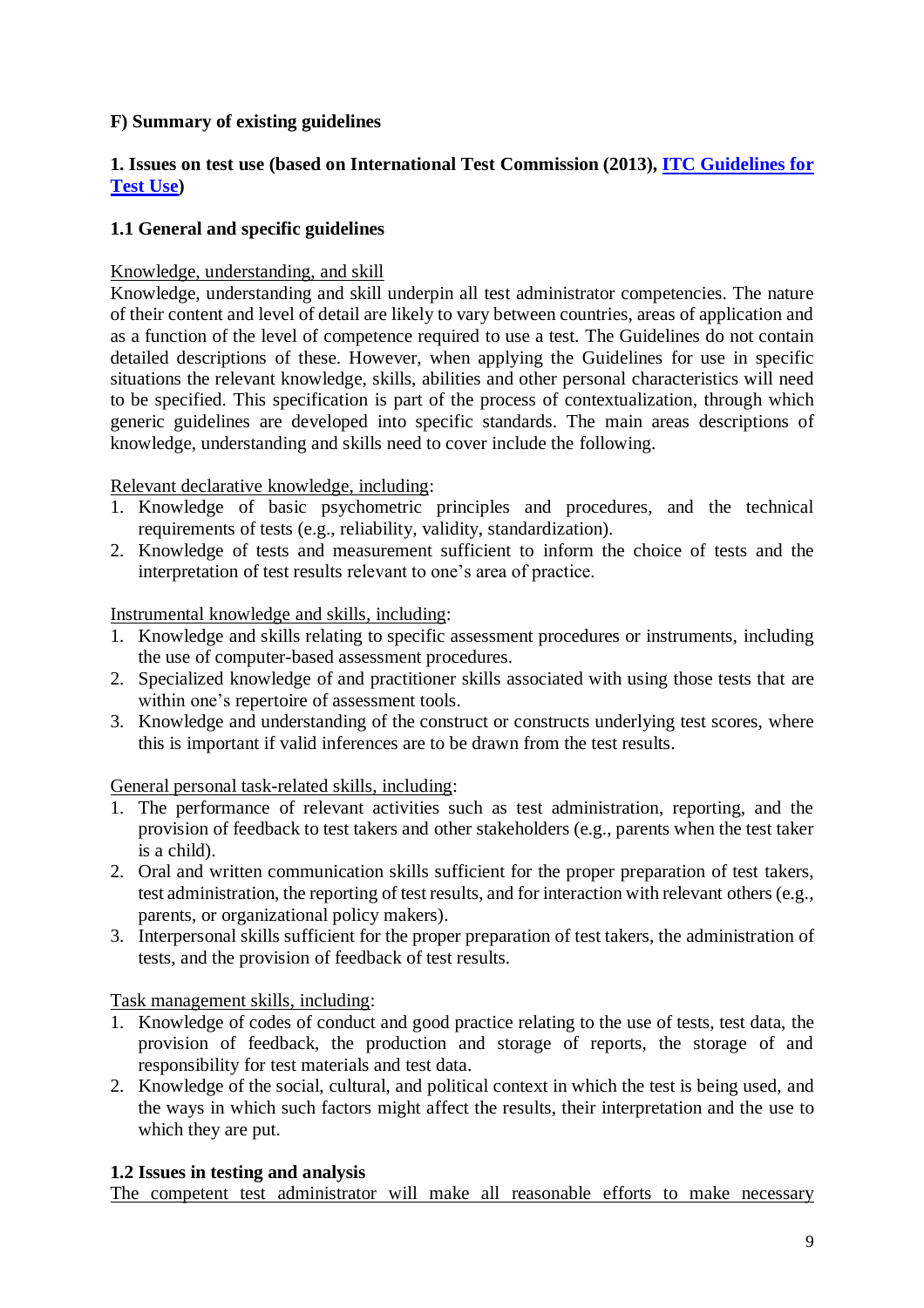**F) Summary of existing guidelines**

**1. Issues on test use (based on International Test Commission (2013), [ITC Guidelines for Test Use](#))**

**1.1 General and specific guidelines**

Knowledge, understanding, and skill

Knowledge, understanding and skill underpin all test administrator competencies. The nature of their content and level of detail are likely to vary between countries, areas of application and as a function of the level of competence required to use a test. The Guidelines do not contain detailed descriptions of these. However, when applying the Guidelines for use in specific situations the relevant knowledge, skills, abilities and other personal characteristics will need to be specified. This specification is part of the process of contextualization, through which generic guidelines are developed into specific standards. The main areas descriptions of knowledge, understanding and skills need to cover include the following.

Relevant declarative knowledge, including:

1. Knowledge of basic psychometric principles and procedures, and the technical requirements of tests (e.g., reliability, validity, standardization).
2. Knowledge of tests and measurement sufficient to inform the choice of tests and the interpretation of test results relevant to one's area of practice.

Instrumental knowledge and skills, including:

1. Knowledge and skills relating to specific assessment procedures or instruments, including the use of computer-based assessment procedures.
2. Specialized knowledge of and practitioner skills associated with using those tests that are within one's repertoire of assessment tools.
3. Knowledge and understanding of the construct or constructs underlying test scores, where this is important if valid inferences are to be drawn from the test results.

General personal task-related skills, including:

1. The performance of relevant activities such as test administration, reporting, and the provision of feedback to test takers and other stakeholders (e.g., parents when the test taker is a child).
2. Oral and written communication skills sufficient for the proper preparation of test takers, test administration, the reporting of test results, and for interaction with relevant others (e.g., parents, or organizational policy makers).
3. Interpersonal skills sufficient for the proper preparation of test takers, the administration of tests, and the provision of feedback of test results.

Task management skills, including:

1. Knowledge of codes of conduct and good practice relating to the use of tests, test data, the provision of feedback, the production and storage of reports, the storage of and responsibility for test materials and test data.
2. Knowledge of the social, cultural, and political context in which the test is being used, and the ways in which such factors might affect the results, their interpretation and the use to which they are put.

**1.2 Issues in testing and analysis**

The competent test administrator will make all reasonable efforts to make necessary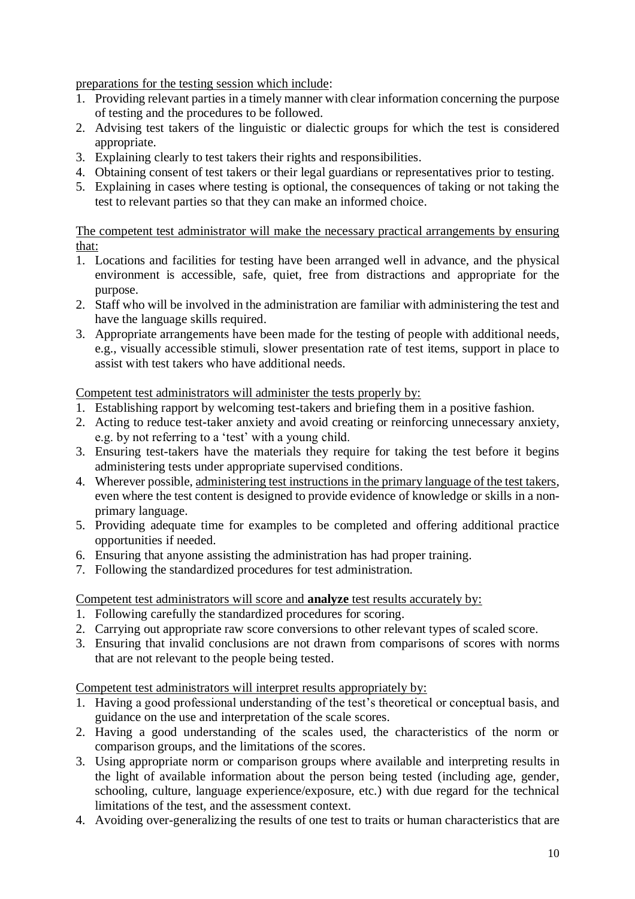<u>preparations for the testing session which include</u>:

1. Providing relevant parties in a timely manner with clear information concerning the purpose of testing and the procedures to be followed.
2. Advising test takers of the linguistic or dialectic groups for which the test is considered appropriate.
3. Explaining clearly to test takers their rights and responsibilities.
4. Obtaining consent of test takers or their legal guardians or representatives prior to testing.
5. Explaining in cases where testing is optional, the consequences of taking or not taking the test to relevant parties so that they can make an informed choice.

<u>The competent test administrator will make the necessary practical arrangements by ensuring that:</u>

1. Locations and facilities for testing have been arranged well in advance, and the physical environment is accessible, safe, quiet, free from distractions and appropriate for the purpose.
2. Staff who will be involved in the administration are familiar with administering the test and have the language skills required.
3. Appropriate arrangements have been made for the testing of people with additional needs, e.g., visually accessible stimuli, slower presentation rate of test items, support in place to assist with test takers who have additional needs.

<u>Competent test administrators will administer the tests properly by:</u>

1. Establishing rapport by welcoming test-takers and briefing them in a positive fashion.
2. Acting to reduce test-taker anxiety and avoid creating or reinforcing unnecessary anxiety, e.g. by not referring to a 'test' with a young child.
3. Ensuring test-takers have the materials they require for taking the test before it begins administering tests under appropriate supervised conditions.
4. Wherever possible, <u>administering test instructions in the primary language of the test takers</u>, even where the test content is designed to provide evidence of knowledge or skills in a non-primary language.
5. Providing adequate time for examples to be completed and offering additional practice opportunities if needed.
6. Ensuring that anyone assisting the administration has had proper training.
7. Following the standardized procedures for test administration.

<u>Competent test administrators will score and **analyze** test results accurately by:</u>

1. Following carefully the standardized procedures for scoring.
2. Carrying out appropriate raw score conversions to other relevant types of scaled score.
3. Ensuring that invalid conclusions are not drawn from comparisons of scores with norms that are not relevant to the people being tested.

<u>Competent test administrators will interpret results appropriately by:</u>

1. Having a good professional understanding of the test's theoretical or conceptual basis, and guidance on the use and interpretation of the scale scores.
2. Having a good understanding of the scales used, the characteristics of the norm or comparison groups, and the limitations of the scores.
3. Using appropriate norm or comparison groups where available and interpreting results in the light of available information about the person being tested (including age, gender, schooling, culture, language experience/exposure, etc.) with due regard for the technical limitations of the test, and the assessment context.
4. Avoiding over-generalizing the results of one test to traits or human characteristics that are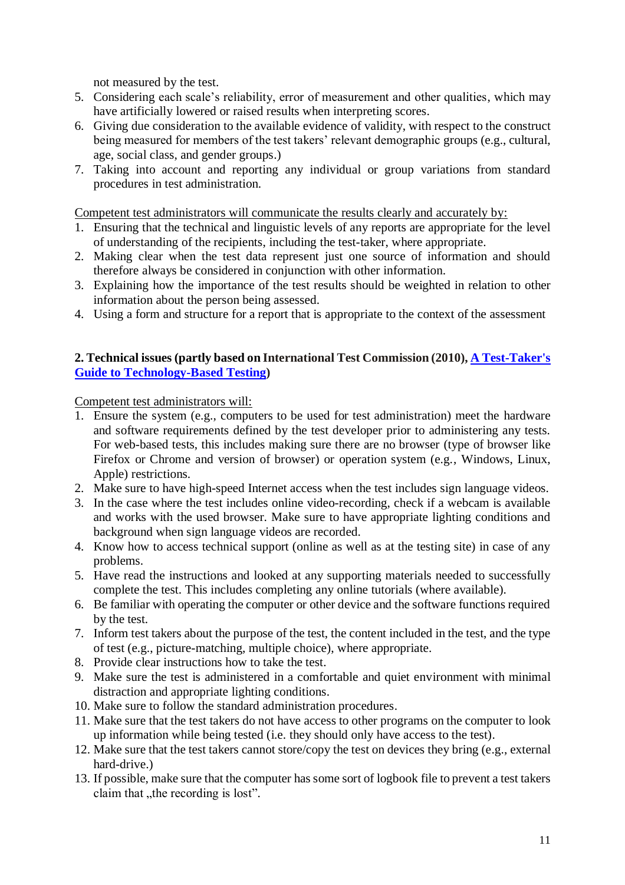not measured by the test.

5. Considering each scale's reliability, error of measurement and other qualities, which may have artificially lowered or raised results when interpreting scores.
6. Giving due consideration to the available evidence of validity, with respect to the construct being measured for members of the test takers' relevant demographic groups (e.g., cultural, age, social class, and gender groups.)
7. Taking into account and reporting any individual or group variations from standard procedures in test administration.

Competent test administrators will communicate the results clearly and accurately by:

1. Ensuring that the technical and linguistic levels of any reports are appropriate for the level of understanding of the recipients, including the test-taker, where appropriate.
2. Making clear when the test data represent just one source of information and should therefore always be considered in conjunction with other information.
3. Explaining how the importance of the test results should be weighted in relation to other information about the person being assessed.
4. Using a form and structure for a report that is appropriate to the context of the assessment

**2. Technical issues (partly based on International Test Commission (2010), A Test-Taker's Guide to Technology-Based Testing)**

Competent test administrators will:

1. Ensure the system (e.g., computers to be used for test administration) meet the hardware and software requirements defined by the test developer prior to administering any tests. For web-based tests, this includes making sure there are no browser (type of browser like Firefox or Chrome and version of browser) or operation system (e.g., Windows, Linux, Apple) restrictions.
2. Make sure to have high-speed Internet access when the test includes sign language videos.
3. In the case where the test includes online video-recording, check if a webcam is available and works with the used browser. Make sure to have appropriate lighting conditions and background when sign language videos are recorded.
4. Know how to access technical support (online as well as at the testing site) in case of any problems.
5. Have read the instructions and looked at any supporting materials needed to successfully complete the test. This includes completing any online tutorials (where available).
6. Be familiar with operating the computer or other device and the software functions required by the test.
7. Inform test takers about the purpose of the test, the content included in the test, and the type of test (e.g., picture-matching, multiple choice), where appropriate.
8. Provide clear instructions how to take the test.
9. Make sure the test is administered in a comfortable and quiet environment with minimal distraction and appropriate lighting conditions.
10. Make sure to follow the standard administration procedures.
11. Make sure that the test takers do not have access to other programs on the computer to look up information while being tested (i.e. they should only have access to the test).
12. Make sure that the test takers cannot store/copy the test on devices they bring (e.g., external hard-drive.)
13. If possible, make sure that the computer has some sort of logbook file to prevent a test takers claim that „the recording is lost".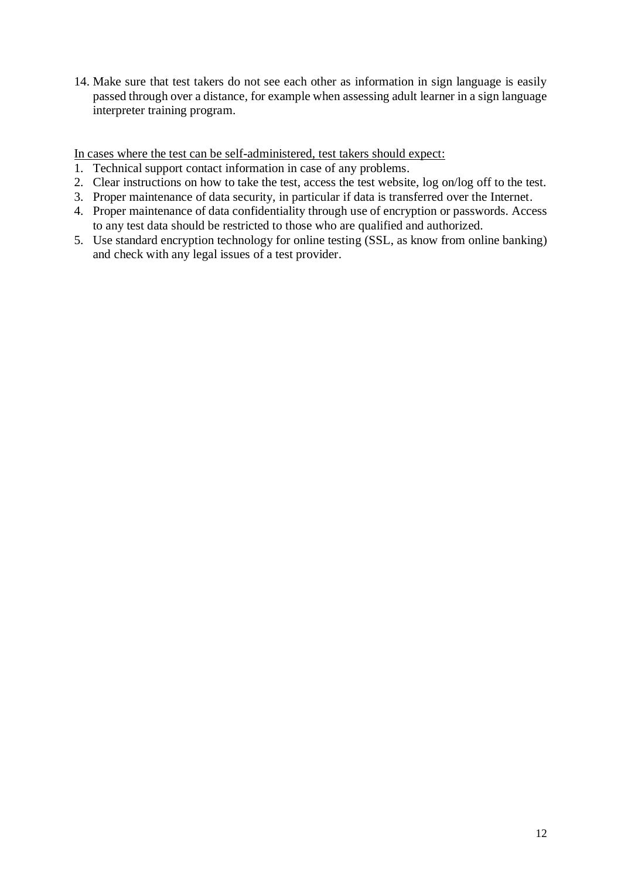14. Make sure that test takers do not see each other as information in sign language is easily passed through over a distance, for example when assessing adult learner in a sign language interpreter training program.

<u>In cases where the test can be self-administered, test takers should expect:</u>

1. Technical support contact information in case of any problems.
2. Clear instructions on how to take the test, access the test website, log on/log off to the test.
3. Proper maintenance of data security, in particular if data is transferred over the Internet.
4. Proper maintenance of data confidentiality through use of encryption or passwords. Access to any test data should be restricted to those who are qualified and authorized.
5. Use standard encryption technology for online testing (SSL, as know from online banking) and check with any legal issues of a test provider.